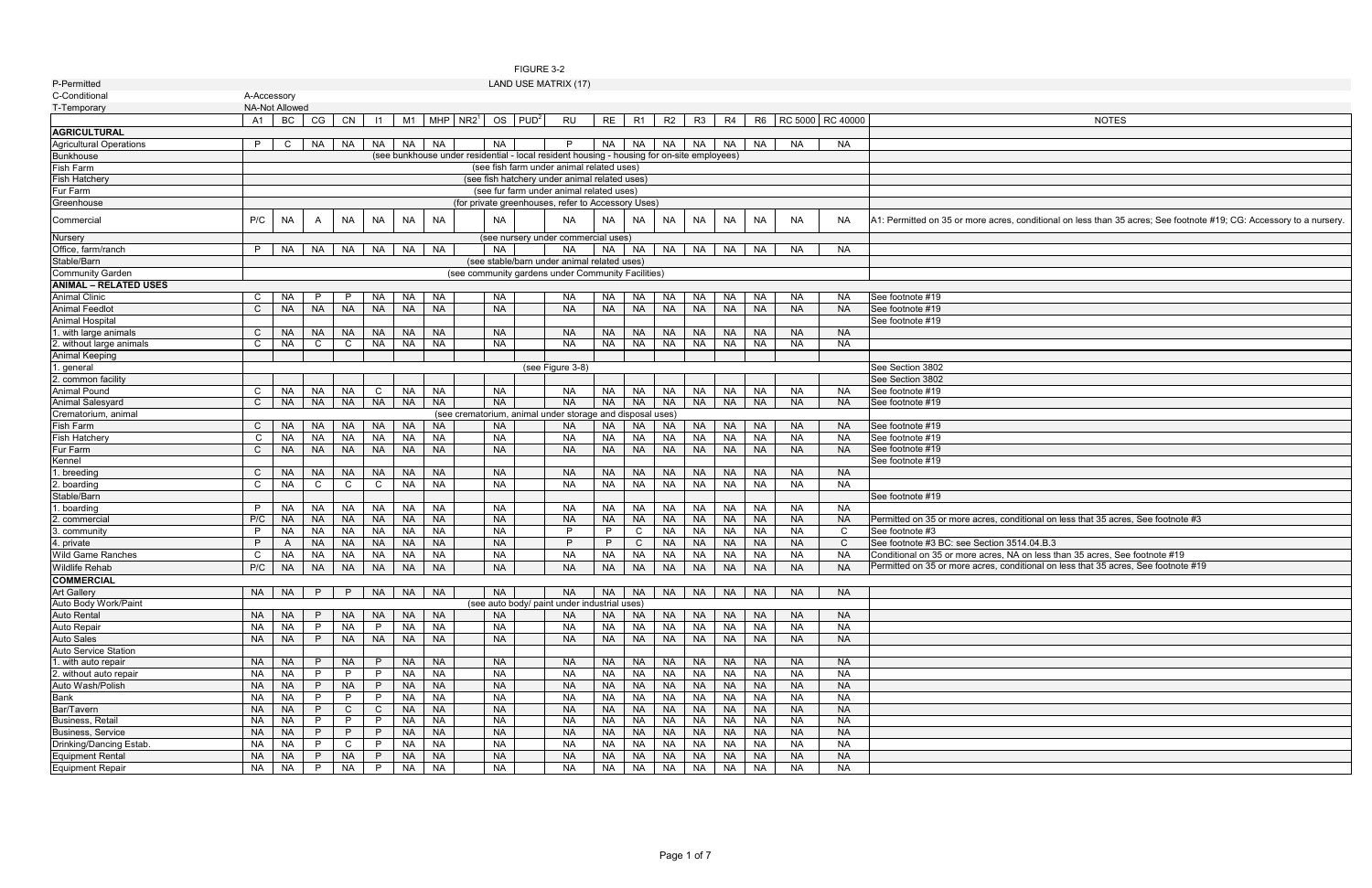FIGURE 3-2

LAND USE MATRIX (17)

P-Permitted
C-Conditional
T-Temporary

A-Accessory
NA-Not Allowed

| | A1 | BC | CG | CN | I1 | M1 | MHP | NR2[1] | OS | PUD[2] | RU | RE | R1 | R2 | R3 | R4 | R6 | RC 5000 | RC 40000 | NOTES |
|---|---|---|---|---|---|---|---|---|---|---|---|---|---|---|---|---|---|---|---|---|
| **AGRICULTURAL** | | | | | | | | | | | | | | | | | | | | |
| Agricultural Operations | P | C | NA | NA | NA | NA | NA | | NA | | P | NA | NA | NA | NA | NA | NA | NA | NA | |
| Bunkhouse | (see bunkhouse under residential - local resident housing - housing for on-site employees) | | | | | | | | | | | | | | | | | | | |
| Fish Farm | (see fish farm under animal related uses) | | | | | | | | | | | | | | | | | | | |
| Fish Hatchery | (see fish hatchery under animal related uses) | | | | | | | | | | | | | | | | | | | |
| Fur Farm | (see fur farm under animal related uses) | | | | | | | | | | | | | | | | | | | |
| Greenhouse | (for private greenhouses, refer to Accessory Uses) | | | | | | | | | | | | | | | | | | | |
| Commercial | P/C | NA | A | NA | NA | NA | NA | | NA | | NA | NA | NA | NA | NA | NA | NA | NA | NA | A1: Permitted on 35 or more acres, conditional on less than 35 acres; See footnote #19; CG: Accessory to a nursery. |
| Nursery | (see nursery under commercial uses) | | | | | | | | | | | | | | | | | | | |
| Office, farm/ranch | P | NA | NA | NA | NA | NA | NA | | NA | | NA | NA | NA | NA | NA | NA | NA | NA | NA | |
| Stable/Barn | (see stable/barn under animal related uses) | | | | | | | | | | | | | | | | | | | |
| Community Garden | (see community gardens under Community Facilities) | | | | | | | | | | | | | | | | | | | |
| **ANIMAL – RELATED USES** | | | | | | | | | | | | | | | | | | | | |
| Animal Clinic | C | NA | P | P | NA | NA | NA | | NA | | NA | NA | NA | NA | NA | NA | NA | NA | NA | See footnote #19 |
| Animal Feedlot | C | NA | NA | NA | NA | NA | NA | | NA | | NA | NA | NA | NA | NA | NA | NA | NA | NA | See footnote #19 |
| Animal Hospital | | | | | | | | | | | | | | | | | | | | See footnote #19 |
| 1. with large animals | C | NA | NA | NA | NA | NA | NA | | NA | | NA | NA | NA | NA | NA | NA | NA | NA | NA | |
| 2. without large animals | C | NA | C | C | NA | NA | NA | | NA | | NA | NA | NA | NA | NA | NA | NA | NA | NA | |
| Animal Keeping | | | | | | | | | | | | | | | | | | | | |
| 1. general | (see Figure 3-8) | | | | | | | | | | | | | | | | | | | See Section 3802 |
| 2. common facility | | | | | | | | | | | | | | | | | | | | See Section 3802 |
| Animal Pound | C | NA | NA | NA | C | NA | NA | | NA | | NA | NA | NA | NA | NA | NA | NA | NA | NA | See footnote #19 |
| Animal Salesyard | C | NA | NA | NA | NA | NA | NA | | NA | | NA | NA | NA | NA | NA | NA | NA | NA | NA | See footnote #19 |
| Crematorium, animal | (see crematorium, animal under storage and disposal uses) | | | | | | | | | | | | | | | | | | | |
| Fish Farm | C | NA | NA | NA | NA | NA | NA | | NA | | NA | NA | NA | NA | NA | NA | NA | NA | NA | See footnote #19 |
| Fish Hatchery | C | NA | NA | NA | NA | NA | NA | | NA | | NA | NA | NA | NA | NA | NA | NA | NA | NA | See footnote #19 |
| Fur Farm | C | NA | NA | NA | NA | NA | NA | | NA | | NA | NA | NA | NA | NA | NA | NA | NA | NA | See footnote #19 |
| Kennel | | | | | | | | | | | | | | | | | | | | See footnote #19 |
| 1. breeding | C | NA | NA | NA | NA | NA | NA | | NA | | NA | NA | NA | NA | NA | NA | NA | NA | NA | |
| 2. boarding | C | NA | C | C | C | NA | NA | | NA | | NA | NA | NA | NA | NA | NA | NA | NA | NA | |
| Stable/Barn | | | | | | | | | | | | | | | | | | | | See footnote #19 |
| 1. boarding | P | NA | NA | NA | NA | NA | NA | | NA | | NA | NA | NA | NA | NA | NA | NA | NA | NA | |
| 2. commercial | P/C | NA | NA | NA | NA | NA | NA | | NA | | NA | NA | NA | NA | NA | NA | NA | NA | NA | Permitted on 35 or more acres, conditional on less that 35 acres, See footnote #3 |
| 3. community | P | NA | NA | NA | NA | NA | NA | | NA | | P | P | C | NA | NA | NA | NA | NA | C | See footnote #3 |
| 4. private | P | A | NA | NA | NA | NA | NA | | NA | | P | P | C | NA | NA | NA | NA | NA | C | See footnote #3 BC: see Section 3514.04.B.3 |
| Wild Game Ranches | C | NA | NA | NA | NA | NA | NA | | NA | | NA | NA | NA | NA | NA | NA | NA | NA | NA | Conditional on 35 or more acres, NA on less than 35 acres, See footnote #19 |
| Wildlife Rehab | P/C | NA | NA | NA | NA | NA | NA | | NA | | NA | NA | NA | NA | NA | NA | NA | NA | NA | Permitted on 35 or more acres, conditional on less that 35 acres, See footnote #19 |
| **COMMERCIAL** | | | | | | | | | | | | | | | | | | | | |
| Art Gallery | NA | NA | P | P | NA | NA | NA | | NA | | NA | NA | NA | NA | NA | NA | NA | NA | NA | |
| Auto Body Work/Paint | (see auto body/ paint under industrial uses) | | | | | | | | | | | | | | | | | | | |
| Auto Rental | NA | NA | P | NA | NA | NA | NA | | NA | | NA | NA | NA | NA | NA | NA | NA | NA | NA | |
| Auto Repair | NA | NA | P | NA | P | NA | NA | | NA | | NA | NA | NA | NA | NA | NA | NA | NA | NA | |
| Auto Sales | NA | NA | P | NA | NA | NA | NA | | NA | | NA | NA | NA | NA | NA | NA | NA | NA | NA | |
| Auto Service Station | | | | | | | | | | | | | | | | | | | | |
| 1. with auto repair | NA | NA | P | NA | P | NA | NA | | NA | | NA | NA | NA | NA | NA | NA | NA | NA | NA | |
| 2. without auto repair | NA | NA | P | P | P | NA | NA | | NA | | NA | NA | NA | NA | NA | NA | NA | NA | NA | |
| Auto Wash/Polish | NA | NA | P | NA | P | NA | NA | | NA | | NA | NA | NA | NA | NA | NA | NA | NA | NA | |
| Bank | NA | NA | P | P | P | NA | NA | | NA | | NA | NA | NA | NA | NA | NA | NA | NA | NA | |
| Bar/Tavern | NA | NA | P | C | C | NA | NA | | NA | | NA | NA | NA | NA | NA | NA | NA | NA | NA | |
| Business, Retail | NA | NA | P | P | P | NA | NA | | NA | | NA | NA | NA | NA | NA | NA | NA | NA | NA | |
| Business, Service | NA | NA | P | P | P | NA | NA | | NA | | NA | NA | NA | NA | NA | NA | NA | NA | NA | |
| Drinking/Dancing Estab. | NA | NA | P | C | P | NA | NA | | NA | | NA | NA | NA | NA | NA | NA | NA | NA | NA | |
| Equipment Rental | NA | NA | P | NA | P | NA | NA | | NA | | NA | NA | NA | NA | NA | NA | NA | NA | NA | |
| Equipment Repair | NA | NA | P | NA | P | NA | NA | | NA | | NA | NA | NA | NA | NA | NA | NA | NA | NA | |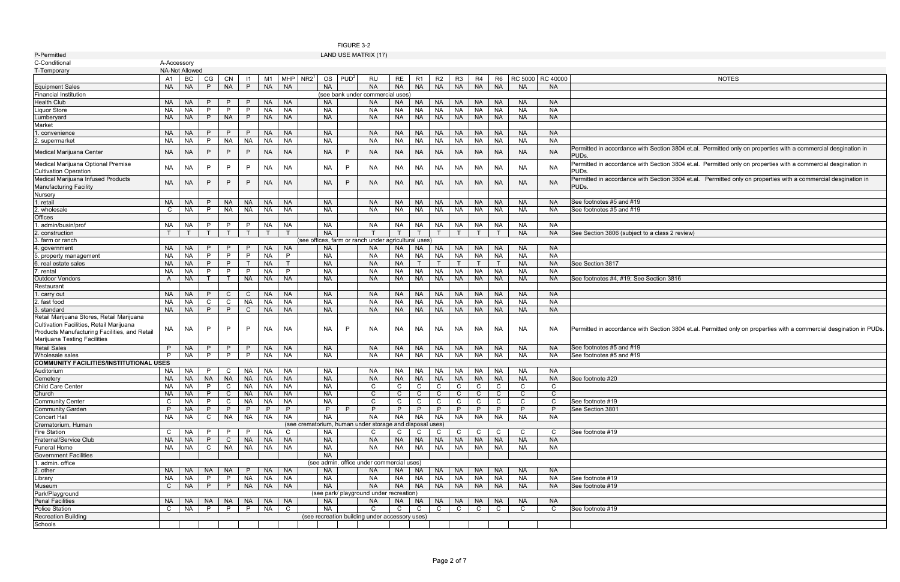FIGURE 3-2

LAND USE MATRIX (17)

P-Permitted
C-Conditional
T-Temporary

A-Accessory
NA-Not Allowed

| | A1 | BC | CG | CN | I1 | M1 | MHP | NR2[1] | OS | PUD[2] | RU | RE | R1 | R2 | R3 | R4 | R6 | RC 5000 | RC 40000 | NOTES |
|---|---|---|---|---|---|---|---|---|---|---|---|---|---|---|---|---|---|---|---|---|
| Equipment Sales | NA | NA | P | NA | P | NA | NA | | NA | | NA | NA | NA | NA | NA | NA | NA | NA | NA | |
| Financial Institution | (see bank under commercial uses) | | | | | | | | | | | | | | | | | | | |
| Health Club | NA | NA | P | P | P | NA | NA | | NA | | NA | NA | NA | NA | NA | NA | NA | NA | NA | |
| Liquor Store | NA | NA | P | P | P | NA | NA | | NA | | NA | NA | NA | NA | NA | NA | NA | NA | NA | |
| Lumberyard | NA | NA | P | NA | P | NA | NA | | NA | | NA | NA | NA | NA | NA | NA | NA | NA | NA | |
| Market | | | | | | | | | | | | | | | | | | | | |
| 1. convenience | NA | NA | P | P | P | NA | NA | | NA | | NA | NA | NA | NA | NA | NA | NA | NA | NA | |
| 2. supermarket | NA | NA | P | NA | NA | NA | NA | | NA | | NA | NA | NA | NA | NA | NA | NA | NA | NA | |
| Medical Marijuana Center | NA | NA | P | P | P | NA | NA | | NA | P | NA | NA | NA | NA | NA | NA | NA | NA | NA | Permitted in accordance with Section 3804 et.al. Permitted only on properties with a commercial desgination in PUDs. |
| Medical Marijuana Optional Premise Cultivation Operation | NA | NA | P | P | P | NA | NA | | NA | P | NA | NA | NA | NA | NA | NA | NA | NA | NA | Permitted in accordance with Section 3804 et.al. Permitted only on properties with a commercial desgination in PUDs. |
| Medical Marijuana Infused Products Manufacturing Facility | NA | NA | P | P | P | NA | NA | | NA | P | NA | NA | NA | NA | NA | NA | NA | NA | NA | Permitted in accordance with Section 3804 et.al. Permitted only on properties with a commercial desgination in PUDs. |
| Nursery | | | | | | | | | | | | | | | | | | | | |
| 1. retail | NA | NA | P | NA | NA | NA | NA | | NA | | NA | NA | NA | NA | NA | NA | NA | NA | NA | See footnotes #5 and #19 |
| 2. wholesale | C | NA | P | NA | NA | NA | NA | | NA | | NA | NA | NA | NA | NA | NA | NA | NA | NA | See footnotes #5 and #19 |
| Offices | | | | | | | | | | | | | | | | | | | | |
| 1. admin/busin/prof | NA | NA | P | P | P | NA | NA | | NA | | NA | NA | NA | NA | NA | NA | NA | NA | NA | |
| 2. construction | T | T | T | T | T | T | T | | NA | | T | T | T | T | T | T | T | NA | NA | See Section 3806 (subject to a class 2 review) |
| 3. farm or ranch | (see offices, farm or ranch under agricultural uses) | | | | | | | | | | | | | | | | | | | |
| 4. government | NA | NA | P | P | P | NA | NA | | NA | | NA | NA | NA | NA | NA | NA | NA | NA | NA | |
| 5. property management | NA | NA | P | P | P | NA | P | | NA | | NA | NA | NA | NA | NA | NA | NA | NA | NA | |
| 6. real estate sales | NA | NA | P | P | T | NA | T | | NA | | NA | NA | T | T | T | T | T | NA | NA | See Section 3817 |
| 7. rental | NA | NA | P | P | P | NA | P | | NA | | NA | NA | NA | NA | NA | NA | NA | NA | NA | |
| Outdoor Vendors | A | NA | T | T | NA | NA | NA | | NA | | NA | NA | NA | NA | NA | NA | NA | NA | NA | See footnotes #4, #19; See Section 3816 |
| Restaurant | | | | | | | | | | | | | | | | | | | | |
| 1. carry out | NA | NA | P | C | C | NA | NA | | NA | | NA | NA | NA | NA | NA | NA | NA | NA | NA | |
| 2. fast food | NA | NA | C | C | NA | NA | NA | | NA | | NA | NA | NA | NA | NA | NA | NA | NA | NA | |
| 3. standard | NA | NA | P | P | C | NA | NA | | NA | | NA | NA | NA | NA | NA | NA | NA | NA | NA | |
| Retail Marijuana Stores, Retail Marijuana Cultivation Facilities, Retail Marijuana Products Manufacturing Facilities, and Retail Marijuana Testing Facilities | NA | NA | P | P | P | NA | NA | | NA | P | NA | NA | NA | NA | NA | NA | NA | NA | NA | Permitted in accordance with Section 3804 et.al. Permitted only on properties with a commercial desgination in PUDs. |
| Retail Sales | P | NA | P | P | P | NA | NA | | NA | | NA | NA | NA | NA | NA | NA | NA | NA | NA | See footnotes #5 and #19 |
| Wholesale sales | P | NA | P | P | P | NA | NA | | NA | | NA | NA | NA | NA | NA | NA | NA | NA | NA | See footnotes #5 and #19 |
| **COMMUNITY FACILITIES/INSTITUTIONAL USES** | | | | | | | | | | | | | | | | | | | | |
| Auditorium | NA | NA | P | C | NA | NA | NA | | NA | | NA | NA | NA | NA | NA | NA | NA | NA | NA | |
| Cemetery | NA | NA | NA | NA | NA | NA | NA | | NA | | NA | NA | NA | NA | NA | NA | NA | NA | NA | See footnote #20 |
| Child Care Center | NA | NA | P | C | NA | NA | NA | | NA | | C | C | C | C | C | C | C | C | C | |
| Church | NA | NA | P | C | NA | NA | NA | | NA | | C | C | C | C | C | C | C | C | C | |
| Community Center | C | NA | P | C | NA | NA | NA | | NA | | C | C | C | C | C | C | C | C | C | See footnote #19 |
| Community Garden | P | NA | P | P | P | P | P | | P | P | P | P | P | P | P | P | P | P | P | See Section 3801 |
| Concert Hall | NA | NA | C | NA | NA | NA | NA | | NA | | NA | NA | NA | NA | NA | NA | NA | NA | NA | |
| Crematorium, Human | (see crematorium, human under storage and disposal uses) | | | | | | | | | | | | | | | | | | | |
| Fire Station | C | NA | P | P | P | NA | C | | NA | | C | C | C | C | C | C | C | C | C | See footnote #19 |
| Fraternal/Service Club | NA | NA | P | C | NA | NA | NA | | NA | | NA | NA | NA | NA | NA | NA | NA | NA | NA | |
| Funeral Home | NA | NA | C | NA | NA | NA | NA | | NA | | NA | NA | NA | NA | NA | NA | NA | NA | NA | |
| Government Facilities | | | | | | | | | NA | | | | | | | | | | | |
| 1. admin. office | (see admin. office under commercial uses) | | | | | | | | | | | | | | | | | | | |
| 2. other | NA | NA | NA | NA | P | NA | NA | | NA | | NA | NA | NA | NA | NA | NA | NA | NA | NA | |
| Library | NA | NA | P | P | NA | NA | NA | | NA | | NA | NA | NA | NA | NA | NA | NA | NA | NA | See footnote #19 |
| Museum | C | NA | P | P | NA | NA | NA | | NA | | NA | NA | NA | NA | NA | NA | NA | NA | NA | See footnote #19 |
| Park/Playground | (see park/ playground under recreation) | | | | | | | | | | | | | | | | | | | |
| Penal Facilities | NA | NA | NA | NA | NA | NA | NA | | NA | | NA | NA | NA | NA | NA | NA | NA | NA | NA | |
| Police Station | C | NA | P | P | P | NA | C | | NA | | C | C | C | C | C | C | C | C | C | See footnote #19 |
| Recreation Building | (see recreation building under accessory uses) | | | | | | | | | | | | | | | | | | | |
| Schools | | | | | | | | | | | | | | | | | | | | |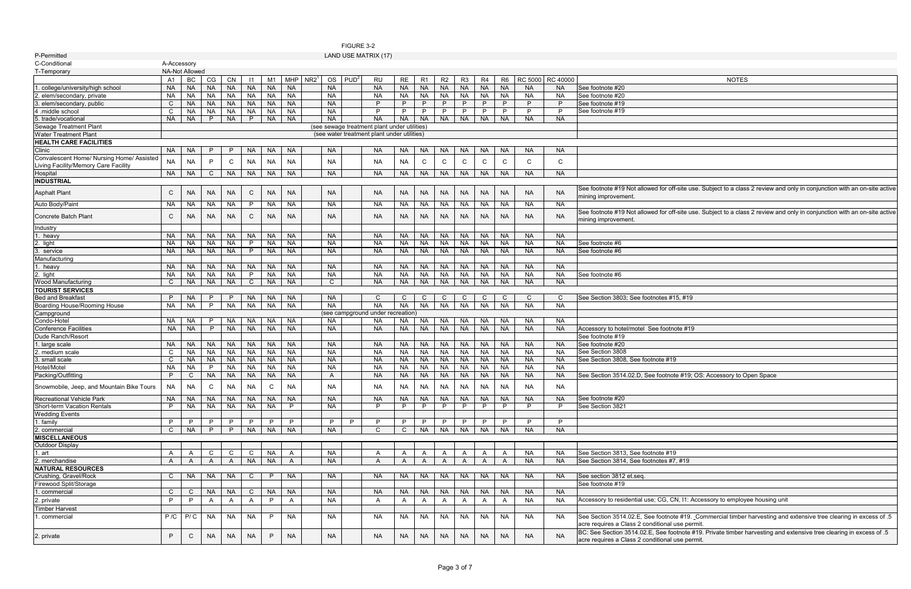FIGURE 3-2

LAND USE MATRIX (17)

P-Permitted
C-Conditional
T-Temporary
A-Accessory
NA-Not Allowed

| | A1 | BC | CG | CN | I1 | M1 | MHP | NR2[1] | OS | PUD[2] | RU | RE | R1 | R2 | R3 | R4 | R6 | RC 5000 | RC 40000 | NOTES |
|---|---|---|---|---|---|---|---|---|---|---|---|---|---|---|---|---|---|---|---|---|
| 1. college/university/high school | NA | NA | NA | NA | NA | NA | NA | | NA | | NA | NA | NA | NA | NA | NA | NA | NA | NA | See footnote #20 |
| 2. elem/secondary, private | NA | NA | NA | NA | NA | NA | NA | | NA | | NA | NA | NA | NA | NA | NA | NA | NA | NA | See footnote #20 |
| 3. elem/secondary, public | C | NA | NA | NA | NA | NA | NA | | NA | | P | P | P | P | P | P | P | P | P | See footnote #19 |
| 4 .middle school | C | NA | NA | NA | NA | NA | NA | | NA | | P | P | P | P | P | P | P | P | P | See footnote #19 |
| 5. trade/vocational | NA | NA | P | NA | P | NA | NA | | NA | | NA | NA | NA | NA | NA | NA | NA | NA | NA | |
| Sewage Treatment Plant | (see sewage treatment plant under utilities) | | | | | | | | | | | | | | | | | | | |
| Water Treatment Plant | (see water treatment plant under utilities) | | | | | | | | | | | | | | | | | | | |
| **HEALTH CARE FACILITIES** | | | | | | | | | | | | | | | | | | | | |
| Clinic | NA | NA | P | P | NA | NA | NA | | NA | | NA | NA | NA | NA | NA | NA | NA | NA | NA | |
| Convalescent Home/ Nursing Home/ Assisted Living Facility/Memory Care Facility | NA | NA | P | C | NA | NA | NA | | NA | | NA | NA | C | C | C | C | C | C | C | |
| Hospital | NA | NA | C | NA | NA | NA | NA | | NA | | NA | NA | NA | NA | NA | NA | NA | NA | NA | |
| **INDUSTRIAL** | | | | | | | | | | | | | | | | | | | | |
| Asphalt Plant | C | NA | NA | NA | C | NA | NA | | NA | | NA | NA | NA | NA | NA | NA | NA | NA | NA | See footnote #19 Not allowed for off-site use. Subject to a class 2 review and only in conjunction with an on-site active mining improvement. |
| Auto Body/Paint | NA | NA | NA | NA | P | NA | NA | | NA | | NA | NA | NA | NA | NA | NA | NA | NA | NA | |
| Concrete Batch Plant | C | NA | NA | NA | C | NA | NA | | NA | | NA | NA | NA | NA | NA | NA | NA | NA | NA | See footnote #19 Not allowed for off-site use. Subject to a class 2 review and only in conjunction with an on-site active mining improvement. |
| Industry | | | | | | | | | | | | | | | | | | | | |
| 1. heavy | NA | NA | NA | NA | NA | NA | NA | | NA | | NA | NA | NA | NA | NA | NA | NA | NA | NA | |
| 2. light | NA | NA | NA | NA | P | NA | NA | | NA | | NA | NA | NA | NA | NA | NA | NA | NA | NA | See footnote #6 |
| 3. service | NA | NA | NA | NA | P | NA | NA | | NA | | NA | NA | NA | NA | NA | NA | NA | NA | NA | See footnote #6 |
| Manufacturing | | | | | | | | | | | | | | | | | | | | |
| 1. heavy | NA | NA | NA | NA | NA | NA | NA | | NA | | NA | NA | NA | NA | NA | NA | NA | NA | NA | |
| 2. light | NA | NA | NA | NA | P | NA | NA | | NA | | NA | NA | NA | NA | NA | NA | NA | NA | NA | See footnote #6 |
| Wood Manufacturing | C | NA | NA | NA | C | NA | NA | | C | | NA | NA | NA | NA | NA | NA | NA | NA | NA | |
| **TOURIST SERVICES** | | | | | | | | | | | | | | | | | | | | |
| Bed and Breakfast | P | NA | P | P | NA | NA | NA | | NA | | C | C | C | C | C | C | C | C | C | See Section 3803; See footnotes #15, #19 |
| Boarding House/Rooming House | NA | NA | P | NA | NA | NA | NA | | NA | | NA | NA | NA | NA | NA | NA | NA | NA | NA | |
| Campground | (see campground under recreation) | | | | | | | | | | | | | | | | | | | |
| Condo-Hotel | NA | NA | P | NA | NA | NA | NA | | NA | | NA | NA | NA | NA | NA | NA | NA | NA | NA | |
| Conference Facilities | NA | NA | P | NA | NA | NA | NA | | NA | | NA | NA | NA | NA | NA | NA | NA | NA | NA | Accessory to hotel/motel See footnote #19 |
| Dude Ranch/Resort | | | | | | | | | | | | | | | | | | | | See footnote #19 |
| 1. large scale | NA | NA | NA | NA | NA | NA | NA | | NA | | NA | NA | NA | NA | NA | NA | NA | NA | NA | See footnote #20 |
| 2. medium scale | C | NA | NA | NA | NA | NA | NA | | NA | | NA | NA | NA | NA | NA | NA | NA | NA | NA | See Section 3808 |
| 3. small scale | C | NA | NA | NA | NA | NA | NA | | NA | | NA | NA | NA | NA | NA | NA | NA | NA | NA | See Section 3808, See footnote #19 |
| Hotel/Motel | NA | NA | P | NA | NA | NA | NA | | NA | | NA | NA | NA | NA | NA | NA | NA | NA | NA | |
| Packing/Outfitting | P | C | NA | NA | NA | NA | NA | | A | | NA | NA | NA | NA | NA | NA | NA | NA | NA | See Section 3514.02.D, See footnote #19; OS: Accessory to Open Space |
| Snowmobile, Jeep, and Mountain Bike Tours | NA | NA | C | NA | NA | C | NA | | NA | | NA | NA | NA | NA | NA | NA | NA | NA | NA | |
| Recreational Vehicle Park | NA | NA | NA | NA | NA | NA | NA | | NA | | NA | NA | NA | NA | NA | NA | NA | NA | NA | See footnote #20 |
| Short-term Vacation Rentals | P | NA | NA | NA | NA | NA | P | | NA | | P | P | P | P | P | P | P | P | P | See Section 3821 |
| Wedding Events | | | | | | | | | | | | | | | | | | | | |
| 1. family | P | P | P | P | P | P | P | | P | P | P | P | P | P | P | P | P | P | P | |
| 2. commercial | C | NA | P | P | NA | NA | NA | | NA | | C | C | NA | NA | NA | NA | NA | NA | NA | |
| **MISCELLANEOUS** | | | | | | | | | | | | | | | | | | | | |
| Outdoor Display | | | | | | | | | | | | | | | | | | | | |
| 1. art | A | A | C | C | C | NA | A | | NA | | A | A | A | A | A | A | A | NA | NA | See Section 3813, See footnote #19 |
| 2. merchandise | A | A | A | A | NA | NA | A | | NA | | A | A | A | A | A | A | A | NA | NA | See Section 3814, See footnotes #7, #19 |
| **NATURAL RESOURCES** | | | | | | | | | | | | | | | | | | | | |
| Crushing, Gravel/Rock | C | NA | NA | NA | C | P | NA | | NA | | NA | NA | NA | NA | NA | NA | NA | NA | NA | See section 3812 et.seq. |
| Firewood Split/Storage | | | | | | | | | | | | | | | | | | | | See footnote #19 |
| 1. commercial | C | C | NA | NA | C | NA | NA | | NA | | NA | NA | NA | NA | NA | NA | NA | NA | NA | |
| 2. private | P | P | A | A | A | P | A | | NA | | A | A | A | A | A | A | A | NA | NA | Accessory to residential use; CG, CN, I1: Accessory to employee housing unit |
| Timber Harvest | | | | | | | | | | | | | | | | | | | | |
| 1. commercial | P /C | P/ C | NA | NA | NA | P | NA | | NA | | NA | NA | NA | NA | NA | NA | NA | NA | NA | See Section 3514.02.E, See footnote #19. .Commercial timber harvesting and extensive tree clearing in excess of .5 acre requires a Class 2 conditional use permit. |
| 2. private | P | C | NA | NA | NA | P | NA | | NA | | NA | NA | NA | NA | NA | NA | NA | NA | NA | BC: See Section 3514.02.E, See footnote #19. Private timber harvesting and extensive tree clearing in excess of .5 acre requires a Class 2 conditional use permit. |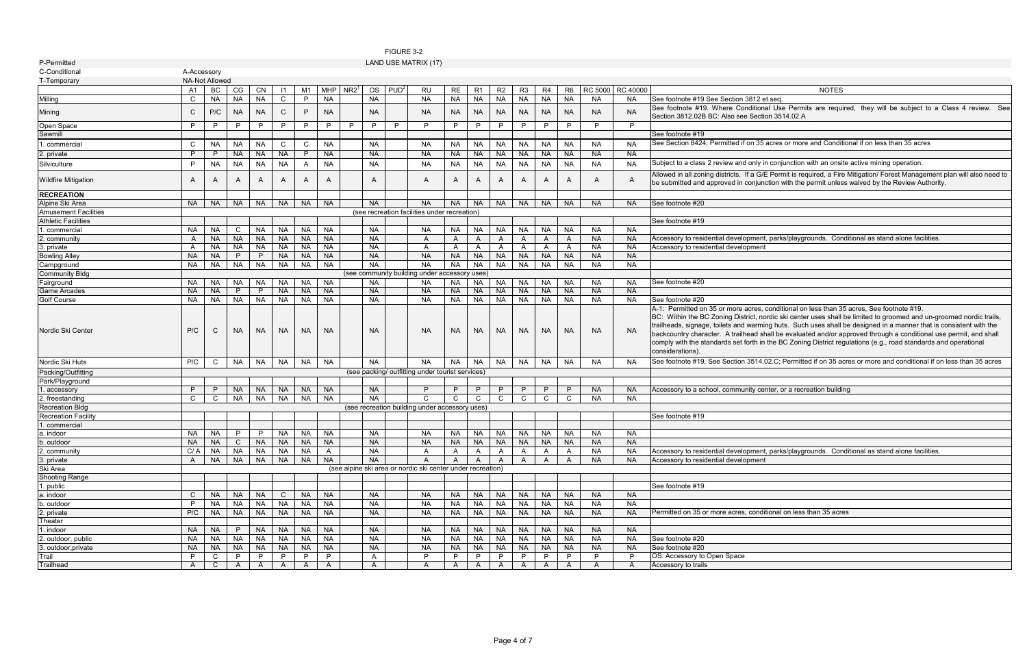FIGURE 3-2

LAND USE MATRIX (17)

P-Permitted
C-Conditional
T-Temporary

A-Accessory
NA-Not Allowed

| | A1 | BC | CG | CN | I1 | M1 | MHP | NR2[1] | OS | PUD[2] | RU | RE | R1 | R2 | R3 | R4 | R6 | RC 5000 | RC 40000 | NOTES |
|---|---|---|---|---|---|---|---|---|---|---|---|---|---|---|---|---|---|---|---|---|
| Milling | C | NA | NA | NA | C | P | NA | | NA | | NA | NA | NA | NA | NA | NA | NA | NA | NA | See footnote #19 See Section 3812 et.seq. |
| Mining | C | P/C | NA | NA | C | P | NA | | NA | | NA | NA | NA | NA | NA | NA | NA | NA | NA | See footnote #19. Where Conditional Use Permits are required, they will be subject to a Class 4 review. See Section 3812.02B BC: Also see Section 3514.02.A |
| Open Space | P | P | P | P | P | P | P | P | P | P | P | P | P | P | P | P | P | P | P | |
| Sawmill | | | | | | | | | | | | | | | | | | | | See footnote #19 |
| 1. commercial | C | NA | NA | NA | C | C | NA | | NA | | NA | NA | NA | NA | NA | NA | NA | NA | NA | See Section 8424; Permitted if on 35 acres or more and Conditional if on less than 35 acres |
| 2. private | P | P | NA | NA | NA | P | NA | | NA | | NA | NA | NA | NA | NA | NA | NA | NA | NA | |
| Silviculture | P | NA | NA | NA | NA | A | NA | | NA | | NA | NA | NA | NA | NA | NA | NA | NA | NA | Subject to a class 2 review and only in conjunction with an onsite active mining operation. |
| Wildfire Mitigation | A | A | A | A | A | A | A | | A | | A | A | A | A | A | A | A | A | A | Allowed in all zoning districts. If a G/E Permit is required, a Fire Mitigation/ Forest Management plan will also need to be submitted and approved in conjunction with the permit unless waived by the Review Authority. |
| **RECREATION** | | | | | | | | | | | | | | | | | | | | |
| Alpine Ski Area | NA | NA | NA | NA | NA | NA | NA | | NA | | NA | NA | NA | NA | NA | NA | NA | NA | NA | See footnote #20 |
| Amusement Facilities | (see recreation facilities under recreation) | | | | | | | | | | | | | | | | | | | |
| Athletic Facilities | | | | | | | | | | | | | | | | | | | | See footnote #19 |
| 1. commercial | NA | NA | C | NA | NA | NA | NA | | NA | | NA | NA | NA | NA | NA | NA | NA | NA | NA | |
| 2. community | A | NA | NA | NA | NA | NA | NA | | NA | | A | A | A | A | A | A | A | NA | NA | Accessory to residential development, parks/playgrounds. Conditional as stand alone facilities. |
| 3. private | A | NA | NA | NA | NA | NA | NA | | NA | | A | A | A | A | A | A | A | NA | NA | Accessory to residential development |
| Bowling Alley | NA | NA | P | P | NA | NA | NA | | NA | | NA | NA | NA | NA | NA | NA | NA | NA | NA | |
| Campground | NA | NA | NA | NA | NA | NA | NA | | NA | | NA | NA | NA | NA | NA | NA | NA | NA | NA | |
| Community Bldg | (see community building under accessory uses) | | | | | | | | | | | | | | | | | | | |
| Fairground | NA | NA | NA | NA | NA | NA | NA | | NA | | NA | NA | NA | NA | NA | NA | NA | NA | NA | See footnote #20 |
| Game Arcades | NA | NA | P | P | NA | NA | NA | | NA | | NA | NA | NA | NA | NA | NA | NA | NA | NA | |
| Golf Course | NA | NA | NA | NA | NA | NA | NA | | NA | | NA | NA | NA | NA | NA | NA | NA | NA | NA | See footnote #20 |
| Nordic Ski Center | P/C | C | NA | NA | NA | NA | NA | | NA | | NA | NA | NA | NA | NA | NA | NA | NA | NA | A-1: Permitted on 35 or more acres, conditional on less than 35 acres, See footnote #19. BC: Within the BC Zoning District, nordic ski center uses shall be limited to groomed and un-groomed nordic trails, trailheads, signage, toilets and warming huts. Such uses shall be designed in a manner that is consistent with the backcountry character. A trailhead shall be evaluated and/or approved through a conditional use permit, and shall comply with the standards set forth in the BC Zoning District regulations (e.g., road standards and operational considerations). |
| Nordic Ski Huts | P/C | C | NA | NA | NA | NA | NA | | NA | | NA | NA | NA | NA | NA | NA | NA | NA | NA | See footnote #19, See Section 3514.02.C; Permitted if on 35 acres or more and conditional if on less than 35 acres |
| Packing/Outfitting | (see packing/ outfitting under tourist services) | | | | | | | | | | | | | | | | | | | |
| Park/Playground | | | | | | | | | | | | | | | | | | | | |
| 1. accessory | P | P | NA | NA | NA | NA | NA | | NA | | P | P | P | P | P | P | P | NA | NA | Accessory to a school, community center, or a recreation building |
| 2. freestanding | C | C | NA | NA | NA | NA | NA | | NA | | C | C | C | C | C | C | C | NA | NA | |
| Recreation Bldg | (see recreation building under accessory uses) | | | | | | | | | | | | | | | | | | | |
| Recreation Facility | | | | | | | | | | | | | | | | | | | | See footnote #19 |
| 1. commercial | | | | | | | | | | | | | | | | | | | | |
| a. indoor | NA | NA | P | P | NA | NA | NA | | NA | | NA | NA | NA | NA | NA | NA | NA | NA | NA | |
| b. outdoor | NA | NA | C | NA | NA | NA | NA | | NA | | NA | NA | NA | NA | NA | NA | NA | NA | NA | |
| 2. community | C/ A | NA | NA | NA | NA | NA | A | | NA | | A | A | A | A | A | A | A | NA | NA | Accessory to residential development, parks/playgrounds. Conditional as stand alone facilities. |
| 3. private | A | NA | NA | NA | NA | NA | NA | | NA | | A | A | A | A | A | A | A | NA | NA | Accessory to residential development |
| Ski Area | (see alpine ski area or nordic ski center under recreation) | | | | | | | | | | | | | | | | | | | |
| Shooting Range | | | | | | | | | | | | | | | | | | | | |
| 1. public | | | | | | | | | | | | | | | | | | | | See footnote #19 |
| a. indoor | C | NA | NA | NA | C | NA | NA | | NA | | NA | NA | NA | NA | NA | NA | NA | NA | NA | |
| b. outdoor | P | NA | NA | NA | NA | NA | NA | | NA | | NA | NA | NA | NA | NA | NA | NA | NA | NA | |
| 2. private | P/C | NA | NA | NA | NA | NA | NA | | NA | | NA | NA | NA | NA | NA | NA | NA | NA | NA | Permitted on 35 or more acres, conditional on less than 35 acres |
| Theater | | | | | | | | | | | | | | | | | | | | |
| 1. indoor | NA | NA | P | NA | NA | NA | NA | | NA | | NA | NA | NA | NA | NA | NA | NA | NA | NA | |
| 2. outdoor, public | NA | NA | NA | NA | NA | NA | NA | | NA | | NA | NA | NA | NA | NA | NA | NA | NA | NA | See footnote #20 |
| 3. outdoor,private | NA | NA | NA | NA | NA | NA | NA | | NA | | NA | NA | NA | NA | NA | NA | NA | NA | NA | See footnote #20 |
| Trail | P | C | P | P | P | P | P | | A | | P | P | P | P | P | P | P | P | P | OS: Accessory to Open Space |
| Trailhead | A | C | A | A | A | A | A | | A | | A | A | A | A | A | A | A | A | A | Accessory to trails |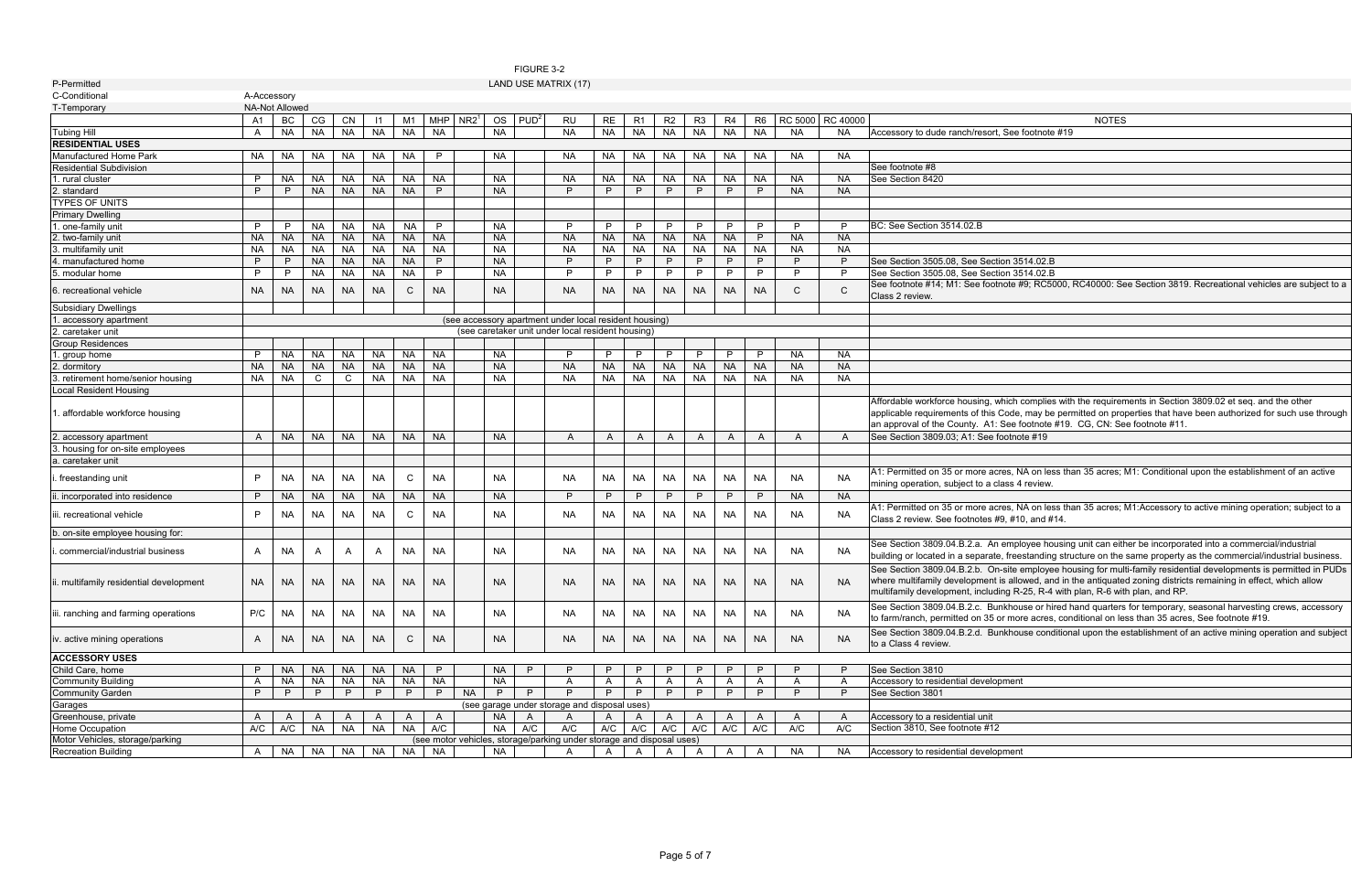FIGURE 3-2

LAND USE MATRIX (17)

P-Permitted
C-Conditional
T-Temporary
A-Accessory
NA-Not Allowed

| | A1 | BC | CG | CN | I1 | M1 | MHP | NR2[1] | OS | PUD[2] | RU | RE | R1 | R2 | R3 | R4 | R6 | RC 5000 | RC 40000 | NOTES |
|---|---|---|---|---|---|---|---|---|---|---|---|---|---|---|---|---|---|---|---|---|
| Tubing Hill | A | NA | NA | NA | NA | NA | NA | | NA | | NA | NA | NA | NA | NA | NA | NA | NA | NA | Accessory to dude ranch/resort, See footnote #19 |
| **RESIDENTIAL USES** | | | | | | | | | | | | | | | | | | | | |
| Manufactured Home Park | NA | NA | NA | NA | NA | NA | P | | NA | | NA | NA | NA | NA | NA | NA | NA | NA | NA | |
| Residential Subdivision | | | | | | | | | | | | | | | | | | | | See footnote #8 |
| 1. rural cluster | P | NA | NA | NA | NA | NA | NA | | NA | | NA | NA | NA | NA | NA | NA | NA | NA | NA | See Section 8420 |
| 2. standard | P | P | NA | NA | NA | NA | P | | NA | | P | P | P | P | P | P | P | NA | NA | |
| TYPES OF UNITS | | | | | | | | | | | | | | | | | | | | |
| Primary Dwelling | | | | | | | | | | | | | | | | | | | | |
| 1. one-family unit | P | P | NA | NA | NA | NA | P | | NA | | P | P | P | P | P | P | P | P | P | BC: See Section 3514.02.B |
| 2. two-family unit | NA | NA | NA | NA | NA | NA | NA | | NA | | NA | NA | NA | NA | NA | NA | P | NA | NA | |
| 3. multifamily unit | NA | NA | NA | NA | NA | NA | NA | | NA | | NA | NA | NA | NA | NA | NA | NA | NA | NA | |
| 4. manufactured home | P | P | NA | NA | NA | NA | P | | NA | | P | P | P | P | P | P | P | P | P | See Section 3505.08, See Section 3514.02.B |
| 5. modular home | P | P | NA | NA | NA | NA | P | | NA | | P | P | P | P | P | P | P | P | P | See Section 3505.08, See Section 3514.02.B |
| 6. recreational vehicle | NA | NA | NA | NA | NA | C | NA | | NA | | NA | NA | NA | NA | NA | NA | NA | C | C | See footnote #14; M1: See footnote #9; RC5000, RC40000: See Section 3819. Recreational vehicles are subject to a Class 2 review. |
| Subsidiary Dwellings | | | | | | | | | | | | | | | | | | | | |
| 1. accessory apartment | (see accessory apartment under local resident housing) | | | | | | | | | | | | | | | | | | | |
| 2. caretaker unit | (see caretaker unit under local resident housing) | | | | | | | | | | | | | | | | | | | |
| Group Residences | | | | | | | | | | | | | | | | | | | | |
| 1. group home | P | NA | NA | NA | NA | NA | NA | | NA | | P | P | P | P | P | P | P | NA | NA | |
| 2. dormitory | NA | NA | NA | NA | NA | NA | NA | | NA | | NA | NA | NA | NA | NA | NA | NA | NA | NA | |
| 3. retirement home/senior housing | NA | NA | C | C | NA | NA | NA | | NA | | NA | NA | NA | NA | NA | NA | NA | NA | NA | |
| Local Resident Housing | | | | | | | | | | | | | | | | | | | | |
| 1. affordable workforce housing | | | | | | | | | | | | | | | | | | | | Affordable workforce housing, which complies with the requirements in Section 3809.02 et seq. and the other applicable requirements of this Code, may be permitted on properties that have been authorized for such use through an approval of the County. A1: See footnote #19. CG, CN: See footnote #11. |
| 2. accessory apartment | A | NA | NA | NA | NA | NA | NA | | NA | | A | A | A | A | A | A | A | A | A | See Section 3809.03; A1: See footnote #19 |
| 3. housing for on-site employees | | | | | | | | | | | | | | | | | | | | |
| a. caretaker unit | | | | | | | | | | | | | | | | | | | | |
| i. freestanding unit | P | NA | NA | NA | NA | C | NA | | NA | | NA | NA | NA | NA | NA | NA | NA | NA | NA | A1: Permitted on 35 or more acres, NA on less than 35 acres; M1: Conditional upon the establishment of an active mining operation, subject to a class 4 review. |
| ii. incorporated into residence | P | NA | NA | NA | NA | NA | NA | | NA | | P | P | P | P | P | P | P | NA | NA | |
| iii. recreational vehicle | P | NA | NA | NA | NA | C | NA | | NA | | NA | NA | NA | NA | NA | NA | NA | NA | NA | A1: Permitted on 35 or more acres, NA on less than 35 acres; M1:Accessory to active mining operation; subject to a Class 2 review. See footnotes #9, #10, and #14. |
| b. on-site employee housing for: | | | | | | | | | | | | | | | | | | | | |
| i. commercial/industrial business | A | NA | A | A | A | NA | NA | | NA | | NA | NA | NA | NA | NA | NA | NA | NA | NA | See Section 3809.04.B.2.a. An employee housing unit can either be incorporated into a commercial/industrial building or located in a separate, freestanding structure on the same property as the commercial/industrial business. |
| ii. multifamily residential development | NA | NA | NA | NA | NA | NA | NA | | NA | | NA | NA | NA | NA | NA | NA | NA | NA | NA | See Section 3809.04.B.2.b. On-site employee housing for multi-family residential developments is permitted in PUDs where multifamily development is allowed, and in the antiquated zoning districts remaining in effect, which allow multifamily development, including R-25, R-4 with plan, R-6 with plan, and RP. |
| iii. ranching and farming operations | P/C | NA | NA | NA | NA | NA | NA | | NA | | NA | NA | NA | NA | NA | NA | NA | NA | NA | See Section 3809.04.B.2.c. Bunkhouse or hired hand quarters for temporary, seasonal harvesting crews, accessory to farm/ranch, permitted on 35 or more acres, conditional on less than 35 acres, See footnote #19. |
| iv. active mining operations | A | NA | NA | NA | NA | C | NA | | NA | | NA | NA | NA | NA | NA | NA | NA | NA | NA | See Section 3809.04.B.2.d. Bunkhouse conditional upon the establishment of an active mining operation and subject to a Class 4 review. |
| **ACCESSORY USES** | | | | | | | | | | | | | | | | | | | | |
| Child Care, home | P | NA | NA | NA | NA | NA | P | | NA | P | P | P | P | P | P | P | P | P | P | See Section 3810 |
| Community Building | A | NA | NA | NA | NA | NA | NA | | NA | | A | A | A | A | A | A | A | A | A | Accessory to residential development |
| Community Garden | P | P | P | P | P | P | P | NA | P | P | P | P | P | P | P | P | P | P | P | See Section 3801 |
| Garages | (see garage under storage and disposal uses) | | | | | | | | | | | | | | | | | | | |
| Greenhouse, private | A | A | A | A | A | A | A | | NA | A | A | A | A | A | A | A | A | A | A | Accessory to a residential unit |
| Home Occupation | A/C | A/C | NA | NA | NA | NA | A/C | | NA | A/C | A/C | A/C | A/C | A/C | A/C | A/C | A/C | A/C | A/C | Section 3810, See footnote #12 |
| Motor Vehicles, storage/parking | (see motor vehicles, storage/parking under storage and disposal uses) | | | | | | | | | | | | | | | | | | | |
| Recreation Building | A | NA | NA | NA | NA | NA | NA | | NA | | A | A | A | A | A | A | A | NA | NA | Accessory to residential development |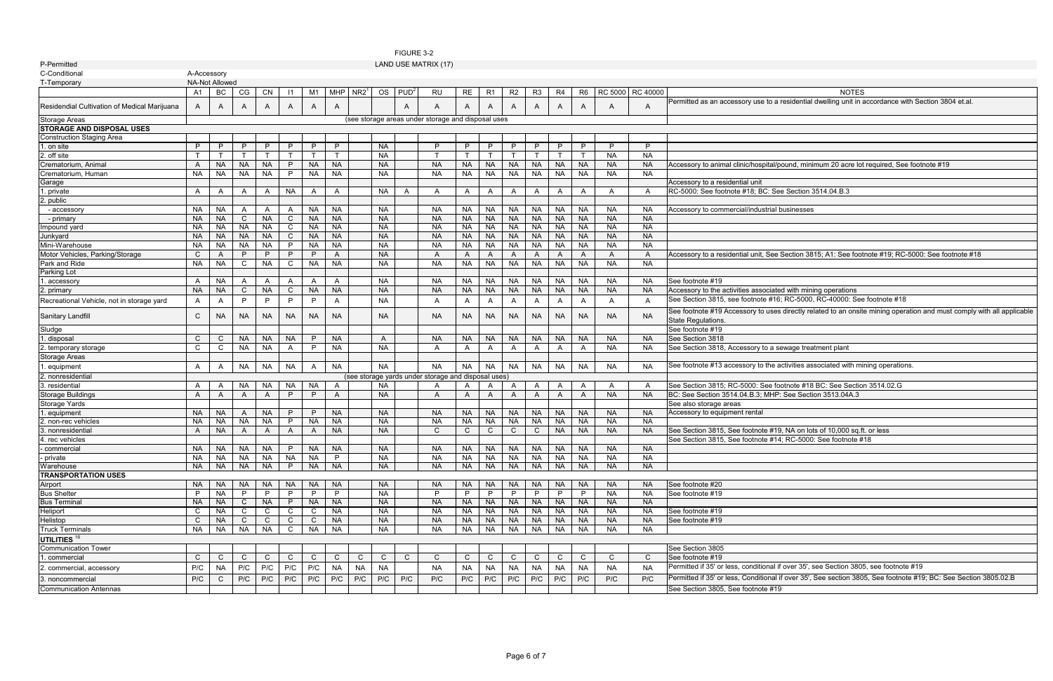FIGURE 3-2

LAND USE MATRIX (17)

P-Permitted
C-Conditional
T-Temporary
A-Accessory
NA-Not Allowed

| | A1 | BC | CG | CN | I1 | M1 | MHP | NR2[1] | OS | PUD[2] | RU | RE | R1 | R2 | R3 | R4 | R6 | RC 5000 | RC 40000 | NOTES |
|---|---|---|---|---|---|---|---|---|---|---|---|---|---|---|---|---|---|---|---|---|
| Residendial Cultivation of Medical Marijuana | A | A | A | A | A | A | A | | | A | A | A | A | A | A | A | A | A | A | Permitted as an accessory use to a residential dwelling unit in accordance with Section 3804 et.al. |
| Storage Areas | (see storage areas under storage and disposal uses | | | | | | | | | | | | | | | | | | | |
| **STORAGE AND DISPOSAL USES** | | | | | | | | | | | | | | | | | | | | |
| Construction Staging Area | | | | | | | | | | | | | | | | | | | | |
| 1. on site | P | P | P | P | P | P | P | | NA | | P | P | P | P | P | P | P | P | P | |
| 2. off site | T | T | T | T | T | T | T | | NA | | T | T | T | T | T | T | T | NA | NA | |
| Crematorium, Animal | A | NA | NA | NA | P | NA | NA | | NA | | NA | NA | NA | NA | NA | NA | NA | NA | NA | Accessory to animal clinic/hospital/pound, minimum 20 acre lot required, See footnote #19 |
| Crematorium, Human | NA | NA | NA | NA | P | NA | NA | | NA | | NA | NA | NA | NA | NA | NA | NA | NA | NA | |
| Garage | | | | | | | | | | | | | | | | | | | | Accessory to a residential unit |
| 1. private | A | A | A | A | NA | A | A | | NA | A | A | A | A | A | A | A | A | A | A | RC-5000: See footnote #18; BC: See Section 3514.04.B.3 |
| 2. public | | | | | | | | | | | | | | | | | | | | |
| - accessory | NA | NA | A | A | A | NA | NA | | NA | | NA | NA | NA | NA | NA | NA | NA | NA | NA | Accessory to commercial/industrial businesses |
| - primary | NA | NA | C | NA | C | NA | NA | | NA | | NA | NA | NA | NA | NA | NA | NA | NA | NA | |
| Impound yard | NA | NA | NA | NA | C | NA | NA | | NA | | NA | NA | NA | NA | NA | NA | NA | NA | NA | |
| Junkyard | NA | NA | NA | NA | C | NA | NA | | NA | | NA | NA | NA | NA | NA | NA | NA | NA | NA | |
| Mini-Warehouse | NA | NA | NA | NA | P | NA | NA | | NA | | NA | NA | NA | NA | NA | NA | NA | NA | NA | |
| Motor Vehicles, Parking/Storage | C | A | P | P | P | P | A | | NA | | A | A | A | A | A | A | A | A | A | Accessory to a residential unit, See Section 3815; A1: See footnote #19; RC-5000: See footnote #18 |
| Park and Ride | NA | NA | C | NA | C | NA | NA | | NA | | NA | NA | NA | NA | NA | NA | NA | NA | NA | |
| Parking Lot | | | | | | | | | | | | | | | | | | | | |
| 1. accessory | A | NA | A | A | A | A | A | | NA | | NA | NA | NA | NA | NA | NA | NA | NA | NA | See footnote #19 |
| 2. primary | NA | NA | C | NA | C | NA | NA | | NA | | NA | NA | NA | NA | NA | NA | NA | NA | NA | Accessory to the activities associated with mining operations |
| Recreational Vehicle, not in storage yard | A | A | P | P | P | P | A | | NA | | A | A | A | A | A | A | A | A | A | See Section 3815, see footnote #16; RC-5000, RC-40000: See footnote #18 |
| Sanitary Landfill | C | NA | NA | NA | NA | NA | NA | | NA | | NA | NA | NA | NA | NA | NA | NA | NA | NA | See footnote #19 Accessory to uses directly related to an onsite mining operation and must comply with all applicable State Regulations. |
| Sludge | | | | | | | | | | | | | | | | | | | | See footnote #19 |
| 1. disposal | C | C | NA | NA | NA | P | NA | | A | | NA | NA | NA | NA | NA | NA | NA | NA | NA | See Section 3818 |
| 2. temporary storage | C | C | NA | NA | A | P | NA | | NA | | A | A | A | A | A | A | A | NA | NA | See Section 3818, Accessory to a sewage treatment plant |
| Storage Areas | | | | | | | | | | | | | | | | | | | | |
| 1. equipment | A | A | NA | NA | NA | A | NA | | NA | | NA | NA | NA | NA | NA | NA | NA | NA | NA | See footnote #13 accessory to the activities associated with mining operations. |
| 2. nonresidential | (see storage yards under storage and disposal uses) | | | | | | | | | | | | | | | | | | | |
| 3. residential | A | A | NA | NA | NA | NA | A | | NA | | A | A | A | A | A | A | A | A | A | See Section 3815; RC-5000: See footnote #18 BC: See Section 3514.02.G |
| Storage Buildings | A | A | A | A | P | P | A | | NA | | A | A | A | A | A | A | A | NA | NA | BC: See Section 3514.04.B.3; MHP: See Section 3513.04A.3 |
| Storage Yards | | | | | | | | | | | | | | | | | | | | See also storage areas |
| 1. equipment | NA | NA | A | NA | P | P | NA | | NA | | NA | NA | NA | NA | NA | NA | NA | NA | NA | Accessory to equipment rental |
| 2. non-rec vehicles | NA | NA | NA | NA | P | NA | NA | | NA | | NA | NA | NA | NA | NA | NA | NA | NA | NA | |
| 3. nonresidential | A | NA | A | A | A | A | NA | | NA | | C | C | C | C | C | NA | NA | NA | NA | See Section 3815, See footnote #19, NA on lots of 10,000 sq.ft. or less |
| 4. rec vehicles | | | | | | | | | | | | | | | | | | | | See Section 3815, See footnote #14; RC-5000: See footnote #18 |
| - commercial | NA | NA | NA | NA | P | NA | NA | | NA | | NA | NA | NA | NA | NA | NA | NA | NA | NA | |
| - private | NA | NA | NA | NA | NA | NA | P | | NA | | NA | NA | NA | NA | NA | NA | NA | NA | NA | |
| Warehouse | NA | NA | NA | NA | P | NA | NA | | NA | | NA | NA | NA | NA | NA | NA | NA | NA | NA | |
| **TRANSPORTATION USES** | | | | | | | | | | | | | | | | | | | | |
| Airport | NA | NA | NA | NA | NA | NA | NA | | NA | | NA | NA | NA | NA | NA | NA | NA | NA | NA | See footnote #20 |
| Bus Shelter | P | NA | P | P | P | P | P | | NA | | P | P | P | P | P | P | P | NA | NA | See footnote #19 |
| Bus Terminal | NA | NA | C | NA | P | NA | NA | | NA | | NA | NA | NA | NA | NA | NA | NA | NA | NA | |
| Heliport | C | NA | C | C | C | C | NA | | NA | | NA | NA | NA | NA | NA | NA | NA | NA | NA | See footnote #19 |
| Helistop | C | NA | C | C | C | C | NA | | NA | | NA | NA | NA | NA | NA | NA | NA | NA | NA | See footnote #19 |
| Truck Terminals | NA | NA | NA | NA | C | NA | NA | | NA | | NA | NA | NA | NA | NA | NA | NA | NA | NA | |
| **UTILITIES** [16] | | | | | | | | | | | | | | | | | | | | |
| Communication Tower | | | | | | | | | | | | | | | | | | | | See Section 3805 |
| 1. commercial | C | C | C | C | C | C | C | C | C | C | C | C | C | C | C | C | C | C | C | See footnote #19 |
| 2. commercial, accessory | P/C | NA | P/C | P/C | P/C | P/C | NA | NA | NA | | NA | NA | NA | NA | NA | NA | NA | NA | NA | Permitted if 35' or less, conditional if over 35', see Section 3805, see footnote #19 |
| 3. noncommercial | P/C | C | P/C | P/C | P/C | P/C | P/C | P/C | P/C | P/C | P/C | P/C | P/C | P/C | P/C | P/C | P/C | P/C | P/C | Permitted if 35' or less, Conditional if over 35', See section 3805, See footnote #19; BC: See Section 3805.02.B |
| Communication Antennas | | | | | | | | | | | | | | | | | | | | See Section 3805, See footnote #19 |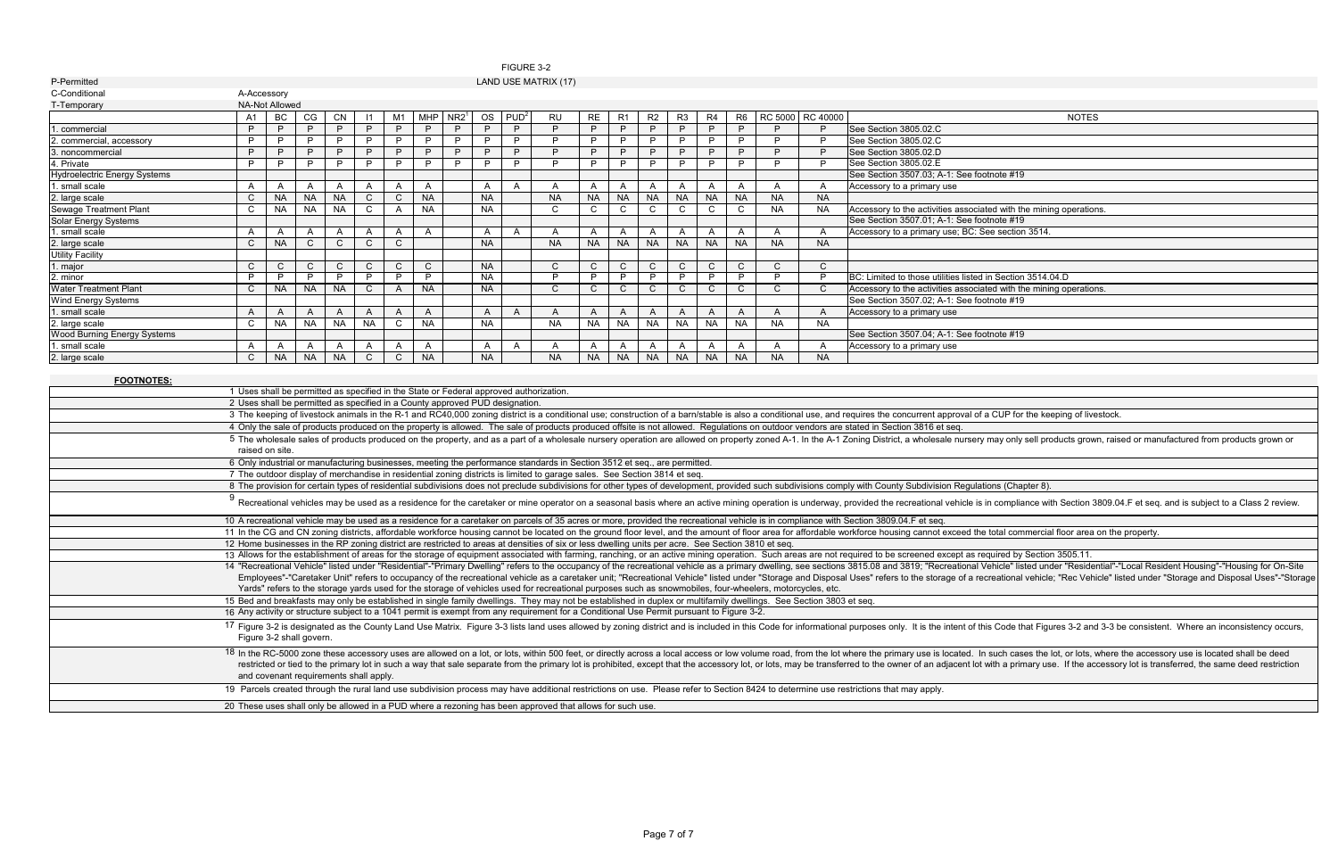FIGURE 3-2

LAND USE MATRIX (17)

P-Permitted
C-Conditional
T-Temporary
A-Accessory
NA-Not Allowed

| | A1 | BC | CG | CN | I1 | M1 | MHP | NR2[1] | OS | PUD[2] | RU | RE | R1 | R2 | R3 | R4 | R6 | RC 5000 | RC 40000 | NOTES |
|---|---|---|---|---|---|---|---|---|---|---|---|---|---|---|---|---|---|---|---|---|
| 1. commercial | P | P | P | P | P | P | P | P | P | P | P | P | P | P | P | P | P | P | P | See Section 3805.02.C |
| 2. commercial, accessory | P | P | P | P | P | P | P | P | P | P | P | P | P | P | P | P | P | P | P | See Section 3805.02.C |
| 3. noncommercial | P | P | P | P | P | P | P | P | P | P | P | P | P | P | P | P | P | P | P | See Section 3805.02.D |
| 4. Private | P | P | P | P | P | P | P | P | P | P | P | P | P | P | P | P | P | P | P | See Section 3805.02.E |
| Hydroelectric Energy Systems | | | | | | | | | | | | | | | | | | | | See Section 3507.03; A-1: See footnote #19 |
| 1. small scale | A | A | A | A | A | A | A | | A | A | A | A | A | A | A | A | A | A | A | Accessory to a primary use |
| 2. large scale | C | NA | NA | NA | C | C | NA | | NA | | NA | NA | NA | NA | NA | NA | NA | NA | NA | |
| Sewage Treatment Plant | C | NA | NA | NA | C | A | NA | | NA | | C | C | C | C | C | C | C | NA | NA | Accessory to the activities associated with the mining operations. |
| Solar Energy Systems | | | | | | | | | | | | | | | | | | | | See Section 3507.01; A-1: See footnote #19 |
| 1. small scale | A | A | A | A | A | A | A | | A | A | A | A | A | A | A | A | A | A | A | Accessory to a primary use; BC: See section 3514. |
| 2. large scale | C | NA | C | C | C | C | | | NA | | NA | NA | NA | NA | NA | NA | NA | NA | NA | |
| Utility Facility | | | | | | | | | | | | | | | | | | | | |
| 1. major | C | C | C | C | C | C | C | | NA | | C | C | C | C | C | C | C | C | C | |
| 2. minor | P | P | P | P | P | P | P | | NA | | P | P | P | P | P | P | P | P | P | BC: Limited to those utilities listed in Section 3514.04.D |
| Water Treatment Plant | C | NA | NA | NA | C | A | NA | | NA | | C | C | C | C | C | C | C | C | C | Accessory to the activities associated with the mining operations. |
| Wind Energy Systems | | | | | | | | | | | | | | | | | | | | See Section 3507.02; A-1: See footnote #19 |
| 1. small scale | A | A | A | A | A | A | A | | A | A | A | A | A | A | A | A | A | A | A | Accessory to a primary use |
| 2. large scale | C | NA | NA | NA | NA | C | NA | | NA | | NA | NA | NA | NA | NA | NA | NA | NA | NA | |
| Wood Burning Energy Systems | | | | | | | | | | | | | | | | | | | | See Section 3507.04; A-1: See footnote #19 |
| 1. small scale | A | A | A | A | A | A | A | | A | A | A | A | A | A | A | A | A | A | A | Accessory to a primary use |
| 2. large scale | C | NA | NA | NA | C | C | NA | | NA | | NA | NA | NA | NA | NA | NA | NA | NA | NA | |

**FOOTNOTES:**

1 Uses shall be permitted as specified in the State or Federal approved authorization.

2 Uses shall be permitted as specified in a County approved PUD designation.

3 The keeping of livestock animals in the R-1 and RC40,000 zoning district is a conditional use; construction of a barn/stable is also a conditional use, and requires the concurrent approval of a CUP for the keeping of livestock.

4 Only the sale of products produced on the property is allowed. The sale of products produced offsite is not allowed. Regulations on outdoor vendors are stated in Section 3816 et seq.

5 The wholesale sales of products produced on the property, and as a part of a wholesale nursery operation are allowed on property zoned A-1. In the A-1 Zoning District, a wholesale nursery may only sell products grown, raised or manufactured from products grown or raised on site.

6 Only industrial or manufacturing businesses, meeting the performance standards in Section 3512 et seq., are permitted.

7 The outdoor display of merchandise in residential zoning districts is limited to garage sales. See Section 3814 et seq.

8 The provision for certain types of residential subdivisions does not preclude subdivisions for other types of development, provided such subdivisions comply with County Subdivision Regulations (Chapter 8).

9 Recreational vehicles may be used as a residence for the caretaker or mine operator on a seasonal basis where an active mining operation is underway, provided the recreational vehicle is in compliance with Section 3809.04.F et seq. and is subject to a Class 2 review.

10 A recreational vehicle may be used as a residence for a caretaker on parcels of 35 acres or more, provided the recreational vehicle is in compliance with Section 3809.04.F et seq.

11 In the CG and CN zoning districts, affordable workforce housing cannot be located on the ground floor level, and the amount of floor area for affordable workforce housing cannot exceed the total commercial floor area on the property.

12 Home businesses in the RP zoning district are restricted to areas at densities of six or less dwelling units per acre. See Section 3810 et seq.

13 Allows for the establishment of areas for the storage of equipment associated with farming, ranching, or an active mining operation. Such areas are not required to be screened except as required by Section 3505.11.

14 "Recreational Vehicle" listed under "Residential"-"Primary Dwelling" refers to the occupancy of the recreational vehicle as a primary dwelling, see sections 3815.08 and 3819; "Recreational Vehicle" listed under "Residential"-"Local Resident Housing"-"Housing for On-Site Employees"-"Caretaker Unit" refers to occupancy of the recreational vehicle as a caretaker unit; "Recreational Vehicle" listed under "Storage and Disposal Uses" refers to the storage of a recreational vehicle; "Rec Vehicle" listed under "Storage and Disposal Uses"-"Storage Yards" refers to the storage yards used for the storage of vehicles used for recreational purposes such as snowmobiles, four-wheelers, motorcycles, etc.

15 Bed and breakfasts may only be established in single family dwellings. They may not be established in duplex or multifamily dwellings. See Section 3803 et seq.

16 Any activity or structure subject to a 1041 permit is exempt from any requirement for a Conditional Use Permit pursuant to Figure 3-2.

17 Figure 3-2 is designated as the County Land Use Matrix. Figure 3-3 lists land uses allowed by zoning district and is included in this Code for informational purposes only. It is the intent of this Code that Figures 3-2 and 3-3 be consistent. Where an inconsistency occurs, Figure 3-2 shall govern.

18 In the RC-5000 zone these accessory uses are allowed on a lot, or lots, within 500 feet, or directly across a local access or low volume road, from the lot where the primary use is located. In such cases the lot, or lots, where the accessory use is located shall be deed restricted or tied to the primary lot in such a way that sale separate from the primary lot is prohibited, except that the accessory lot, or lots, may be transferred to the owner of an adjacent lot with a primary use. If the accessory lot is transferred, the same deed restriction and covenant requirements shall apply.

19 Parcels created through the rural land use subdivision process may have additional restrictions on use. Please refer to Section 8424 to determine use restrictions that may apply.

20 These uses shall only be allowed in a PUD where a rezoning has been approved that allows for such use.